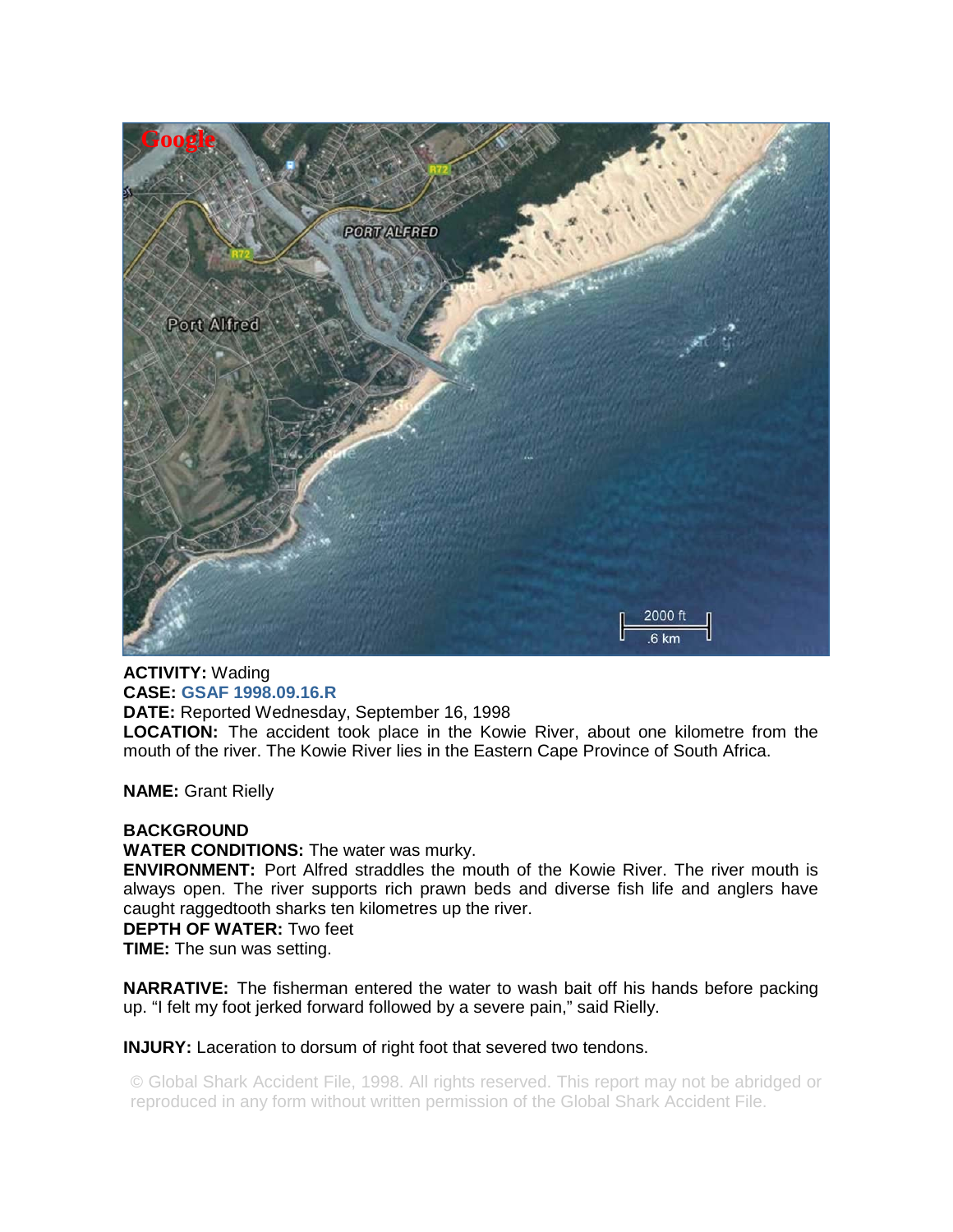**ACTIVITY:** Wading
**CASE:** **GSAF 1998.09.16.R**
**DATE:** Reported Wednesday, September 16, 1998
**LOCATION:** The accident took place in the Kowie River, about one kilometre from the mouth of the river. The Kowie River lies in the Eastern Cape Province of South Africa.

**NAME:** Grant Rielly

**BACKGROUND**
**WATER CONDITIONS:** The water was murky.
**ENVIRONMENT:** Port Alfred straddles the mouth of the Kowie River. The river mouth is always open. The river supports rich prawn beds and diverse fish life and anglers have caught raggedtooth sharks ten kilometres up the river.
**DEPTH OF WATER:** Two feet
**TIME:** The sun was setting.

**NARRATIVE:** The fisherman entered the water to wash bait off his hands before packing up. "I felt my foot jerked forward followed by a severe pain," said Rielly.

**INJURY:** Laceration to dorsum of right foot that severed two tendons.

© Global Shark Accident File, 1998. All rights reserved. This report may not be abridged or reproduced in any form without written permission of the Global Shark Accident File.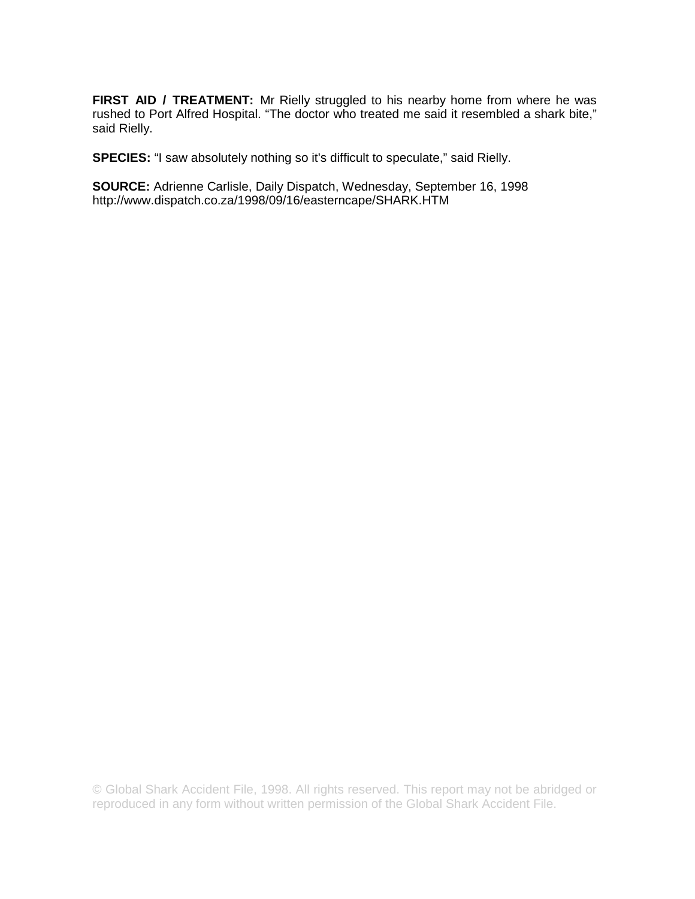**FIRST AID / TREATMENT:** Mr Rielly struggled to his nearby home from where he was rushed to Port Alfred Hospital. "The doctor who treated me said it resembled a shark bite," said Rielly.

**SPECIES:** "I saw absolutely nothing so it's difficult to speculate," said Rielly.

**SOURCE:** Adrienne Carlisle, Daily Dispatch, Wednesday, September 16, 1998
http://www.dispatch.co.za/1998/09/16/easterncape/SHARK.HTM

© Global Shark Accident File, 1998. All rights reserved. This report may not be abridged or reproduced in any form without written permission of the Global Shark Accident File.